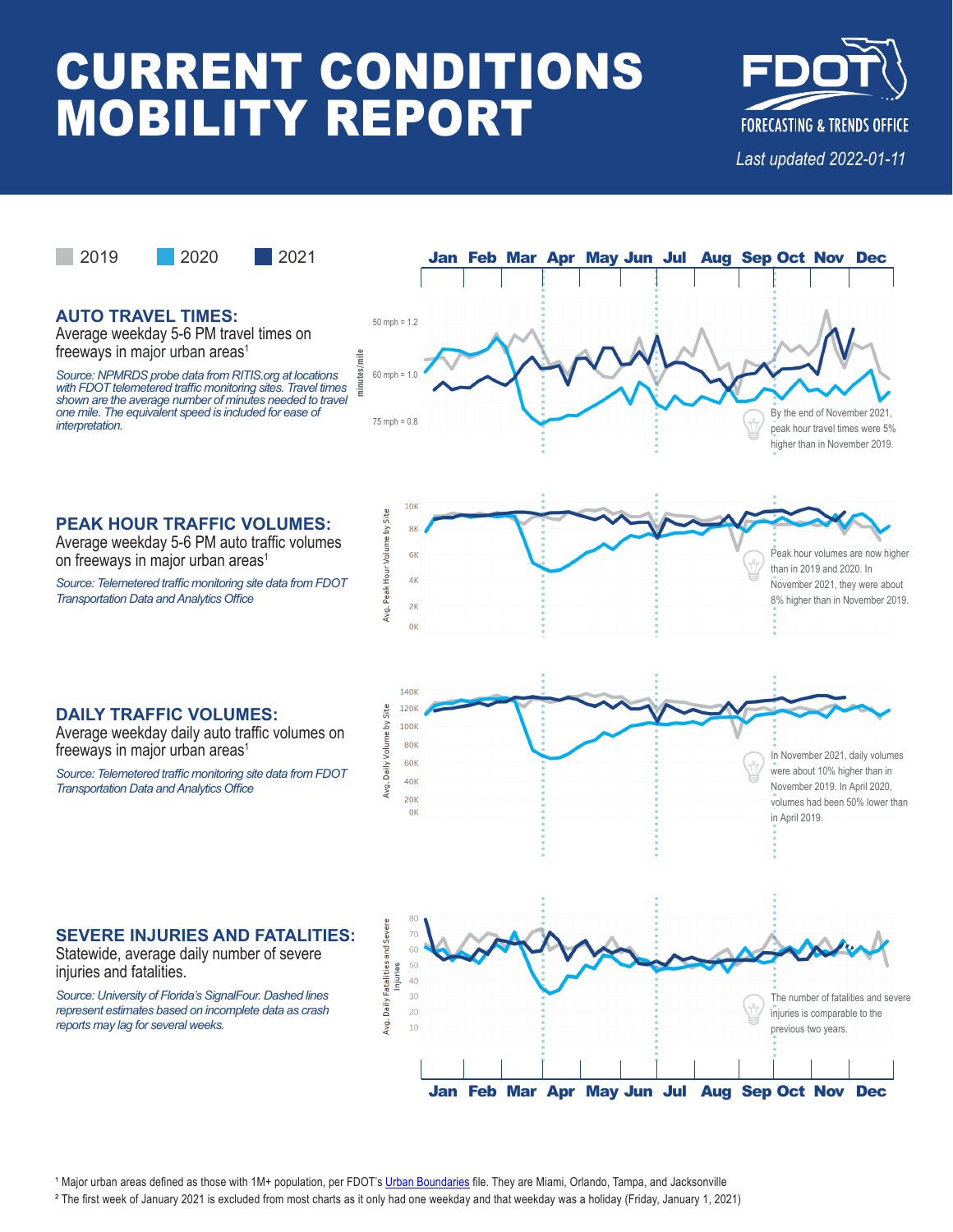# CURRENT CONDITIONS MOBILITY REPORT

FDOT

FORECASTING & TRENDS OFFICE

*Last updated 2022-01-11*

2019 2020 2021

## AUTO TRAVEL TIMES:

Average weekday 5-6 PM travel times on freeways in major urban areas[1]

*Source: NPMRDS probe data from RITIS.org at locations with FDOT telemetered traffic monitoring sites. Travel times shown are the average number of minutes needed to travel one mile. The equivalent speed is included for ease of interpretation.*

By the end of November 2021, peak hour travel times were 5% higher than in November 2019.

## PEAK HOUR TRAFFIC VOLUMES:

Average weekday 5-6 PM auto traffic volumes on freeways in major urban areas[1]

*Source: Telemetered traffic monitoring site data from FDOT Transportation Data and Analytics Office*

Peak hour volumes are now higher than in 2019 and 2020. In November 2021, they were about 8% higher than in November 2019.

## DAILY TRAFFIC VOLUMES:

Average weekday daily auto traffic volumes on freeways in major urban areas[1]

*Source: Telemetered traffic monitoring site data from FDOT Transportation Data and Analytics Office*

In November 2021, daily volumes were about 10% higher than in November 2019. In April 2020, volumes had been 50% lower than in April 2019.

## SEVERE INJURIES AND FATALITIES:

Statewide, average daily number of severe injuries and fatalities.

*Source: University of Florida's SignalFour. Dashed lines represent estimates based on incomplete data as crash reports may lag for several weeks.*

The number of fatalities and severe injuries is comparable to the previous two years.

[1] Major urban areas defined as those with 1M+ population, per FDOT's Urban Boundaries file. They are Miami, Orlando, Tampa, and Jacksonville

[2] The first week of January 2021 is excluded from most charts as it only had one weekday and that weekday was a holiday (Friday, January 1, 2021)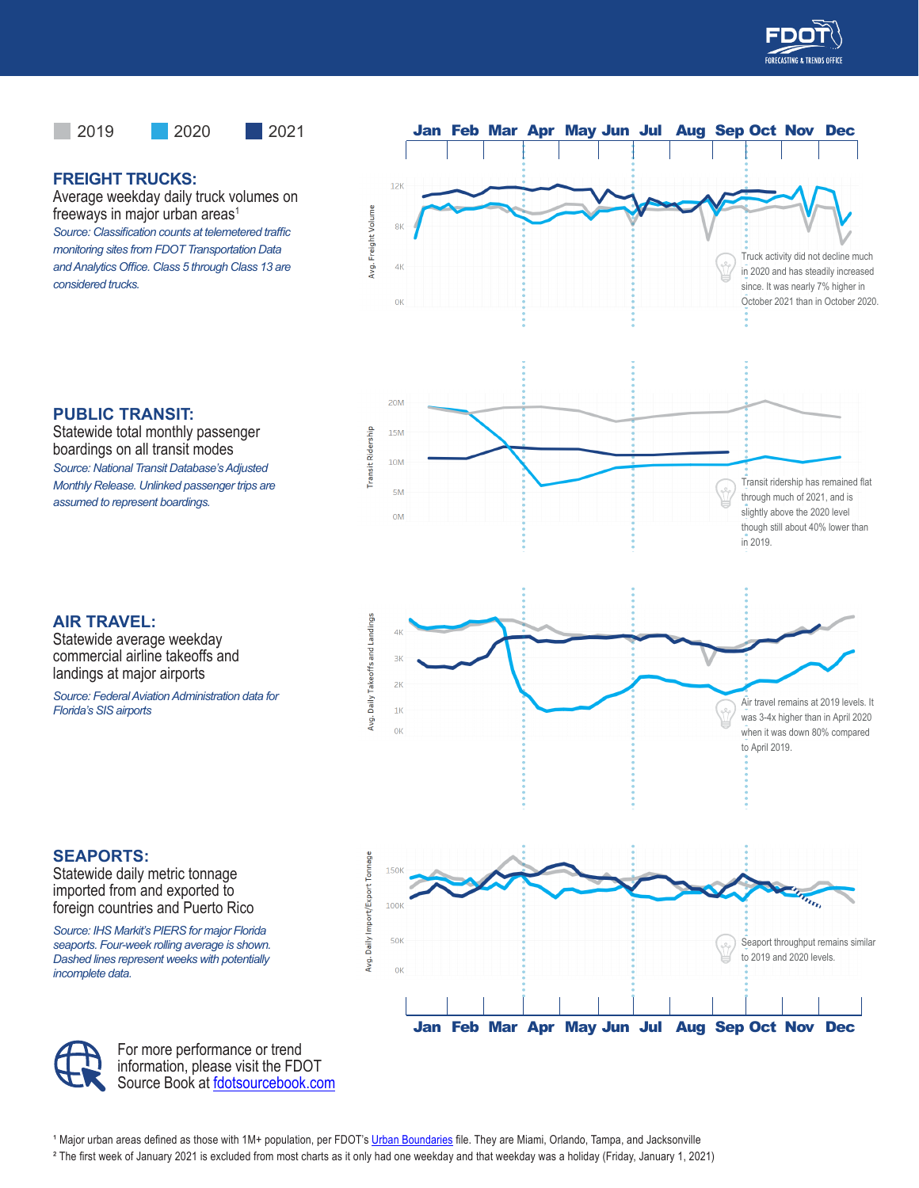2019 2020 2021

Jan Feb Mar Apr May Jun Jul Aug Sep Oct Nov Dec

## FREIGHT TRUCKS:

Average weekday daily truck volumes on freeways in major urban areas[1]

*Source: Classification counts at telemetered traffic monitoring sites from FDOT Transportation Data and Analytics Office. Class 5 through Class 13 are considered trucks.*

Avg. Freight Volume

12K
8K
4K
0K

Truck activity did not decline much in 2020 and has steadily increased since. It was nearly 7% higher in October 2021 than in October 2020.

## PUBLIC TRANSIT:

Statewide total monthly passenger boardings on all transit modes

*Source: National Transit Database's Adjusted Monthly Release. Unlinked passenger trips are assumed to represent boardings.*

Transit Ridership

20M
15M
10M
5M
0M

Transit ridership has remained flat through much of 2021, and is slightly above the 2020 level though still about 40% lower than in 2019.

## AIR TRAVEL:

Statewide average weekday commercial airline takeoffs and landings at major airports

*Source: Federal Aviation Administration data for Florida's SIS airports*

Avg. Daily Takeoffs and Landings

4K
3K
2K
1K
0K

Air travel remains at 2019 levels. It was 3-4x higher than in April 2020 when it was down 80% compared to April 2019.

## SEAPORTS:

Statewide daily metric tonnage imported from and exported to foreign countries and Puerto Rico

*Source: IHS Markit's PIERS for major Florida seaports. Four-week rolling average is shown. Dashed lines represent weeks with potentially incomplete data.*

Avg. Daily Import/Export Tonnage

150K
100K
50K
0K

Seaport throughput remains similar to 2019 and 2020 levels.

Jan Feb Mar Apr May Jun Jul Aug Sep Oct Nov Dec

For more performance or trend information, please visit the FDOT Source Book at [fdotsourcebook.com](fdotsourcebook.com)

[1] Major urban areas defined as those with 1M+ population, per FDOT's Urban Boundaries file. They are Miami, Orlando, Tampa, and Jacksonville

[2] The first week of January 2021 is excluded from most charts as it only had one weekday and that weekday was a holiday (Friday, January 1, 2021)